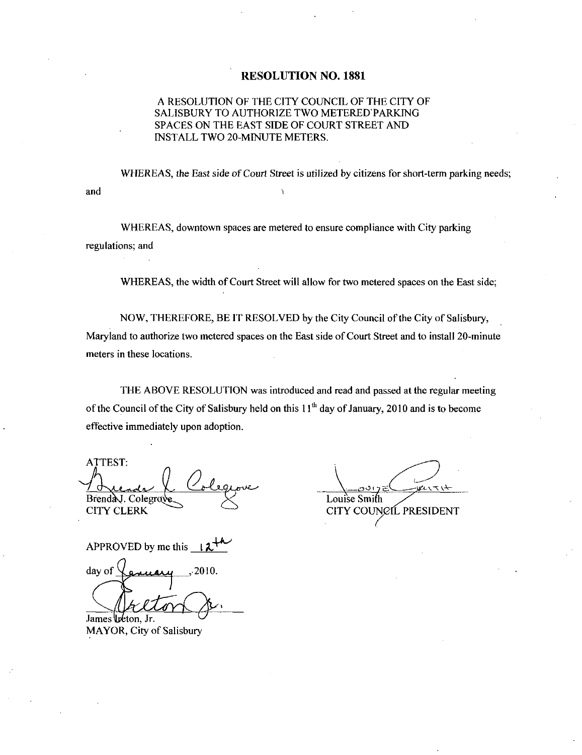# RESOLUTION NO. 1881

A RESOLUTION OF THE CITY COUNCIL OF THE CITY OF SALISBURY TO AUTHORIZE TWO METERED PARKING SPACES ON THE EAST SIDE OF COURT STREET AND INSTALL TWO 20-MINUTE METERS.

WHEREAS, the East side of Court Street is utilized by citizens for short-term parking needs; and

WHEREAS, downtown spaces are metered to ensure compliance with City parking regulations; and

WHEREAS, the width of Court Street will allow for two metered spaces on the East side;

NOW, THEREFORE, BE IT RESOLVED by the City Council of the City of Salisbury, Maryland to authorize two metered spaces on the East side of Court Street and to install 20-minute meters in these locations.

THE ABOVE RESOLUTION was introduced and read and passed at the regular meeting of the Council of the City of Salisbury held on this 11th day of January, 2010 and is to become effective immediately upon adoption.

ATTEST:

Brenda J. Colegrove
CITY CLERK

Louise Smith
CITY COUNCIL PRESIDENT

APPROVED by me this 12th day of January, 2010.

James Ireton, Jr.
MAYOR, City of Salisbury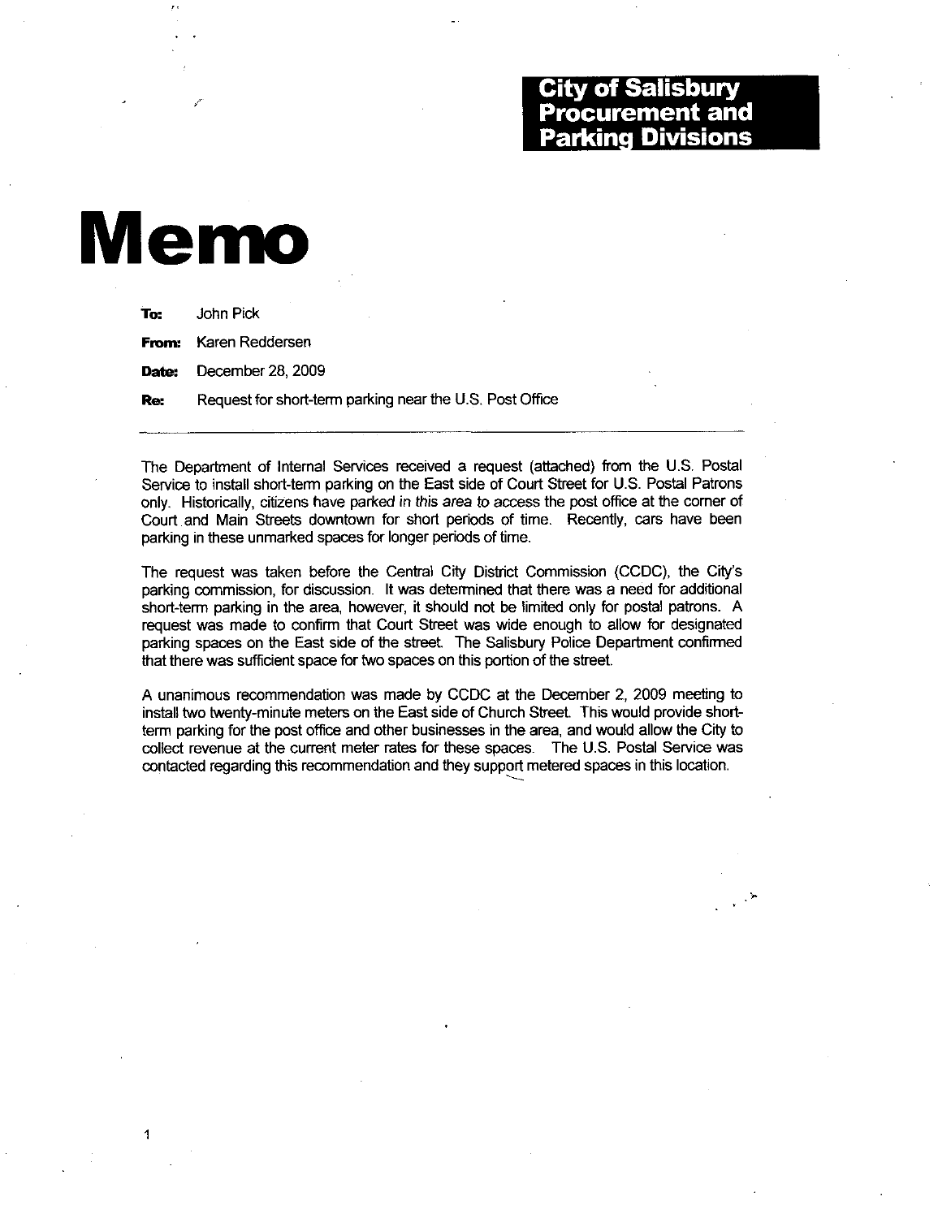**City of Salisbury**
**Procurement and Parking Divisions**

# Memo

**To:** John Pick

**From:** Karen Reddersen

**Date:** December 28, 2009

**Re:** Request for short-term parking near the U.S. Post Office

---

The Department of Internal Services received a request (attached) from the U.S. Postal Service to install short-term parking on the East side of Court Street for U.S. Postal Patrons only. Historically, citizens have parked in this area to access the post office at the corner of Court and Main Streets downtown for short periods of time. Recently, cars have been parking in these unmarked spaces for longer periods of time.

The request was taken before the Central City District Commission (CCDC), the City's parking commission, for discussion. It was determined that there was a need for additional short-term parking in the area, however, it should not be limited only for postal patrons. A request was made to confirm that Court Street was wide enough to allow for designated parking spaces on the East side of the street. The Salisbury Police Department confirmed that there was sufficient space for two spaces on this portion of the street.

A unanimous recommendation was made by CCDC at the December 2, 2009 meeting to install two twenty-minute meters on the East side of Church Street. This would provide short-term parking for the post office and other businesses in the area, and would allow the City to collect revenue at the current meter rates for these spaces. The U.S. Postal Service was contacted regarding this recommendation and they support metered spaces in this location.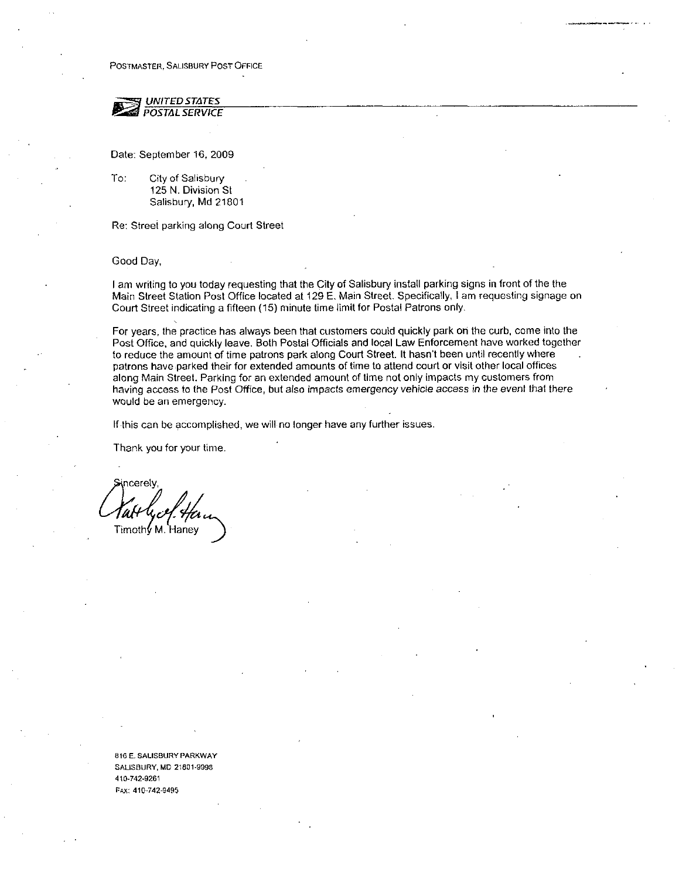POSTMASTER, SALISBURY POST OFFICE

UNITED STATES
POSTAL SERVICE

Date: September 16, 2009

To: City of Salisbury
125 N. Division St
Salisbury, Md 21801

Re: Street parking along Court Street

Good Day,

I am writing to you today requesting that the City of Salisbury install parking signs in front of the the Main Street Station Post Office located at 129 E. Main Street. Specifically, I am requesting signage on Court Street indicating a fifteen (15) minute time limit for Postal Patrons only.

For years, the practice has always been that customers could quickly park on the curb, come into the Post Office, and quickly leave. Both Postal Officials and local Law Enforcement have worked together to reduce the amount of time patrons park along Court Street. It hasn't been until recently where patrons have parked their for extended amounts of time to attend court or visit other local offices along Main Street. Parking for an extended amount of time not only impacts my customers from having access to the Post Office, but also impacts emergency vehicle access in the event that there would be an emergency.

If this can be accomplished, we will no longer have any further issues.

Thank you for your time.

Sincerely,

Timothy M. Haney

816 E. SALISBURY PARKWAY
SALISBURY, MD 21801-9998
410-742-9261
FAX: 410-742-9495